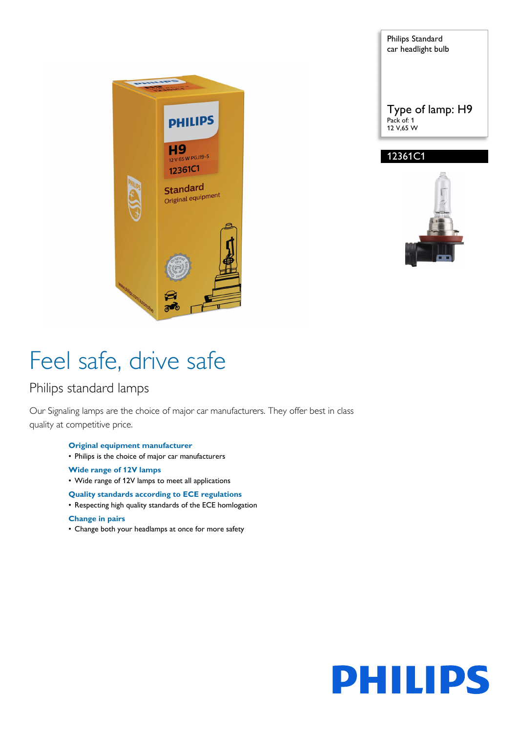Philips Standard
car headlight bulb

Type of lamp: H9
Pack of: 1
12 V,65 W

12361C1

# Feel safe, drive safe

## Philips standard lamps

Our Signaling lamps are the choice of major car manufacturers. They offer best in class quality at competitive price.

### Original equipment manufacturer

- Philips is the choice of major car manufacturers

### Wide range of 12V lamps

- Wide range of 12V lamps to meet all applications

### Quality standards according to ECE regulations

- Respecting high quality standards of the ECE homlogation

### Change in pairs

- Change both your headlamps at once for more safety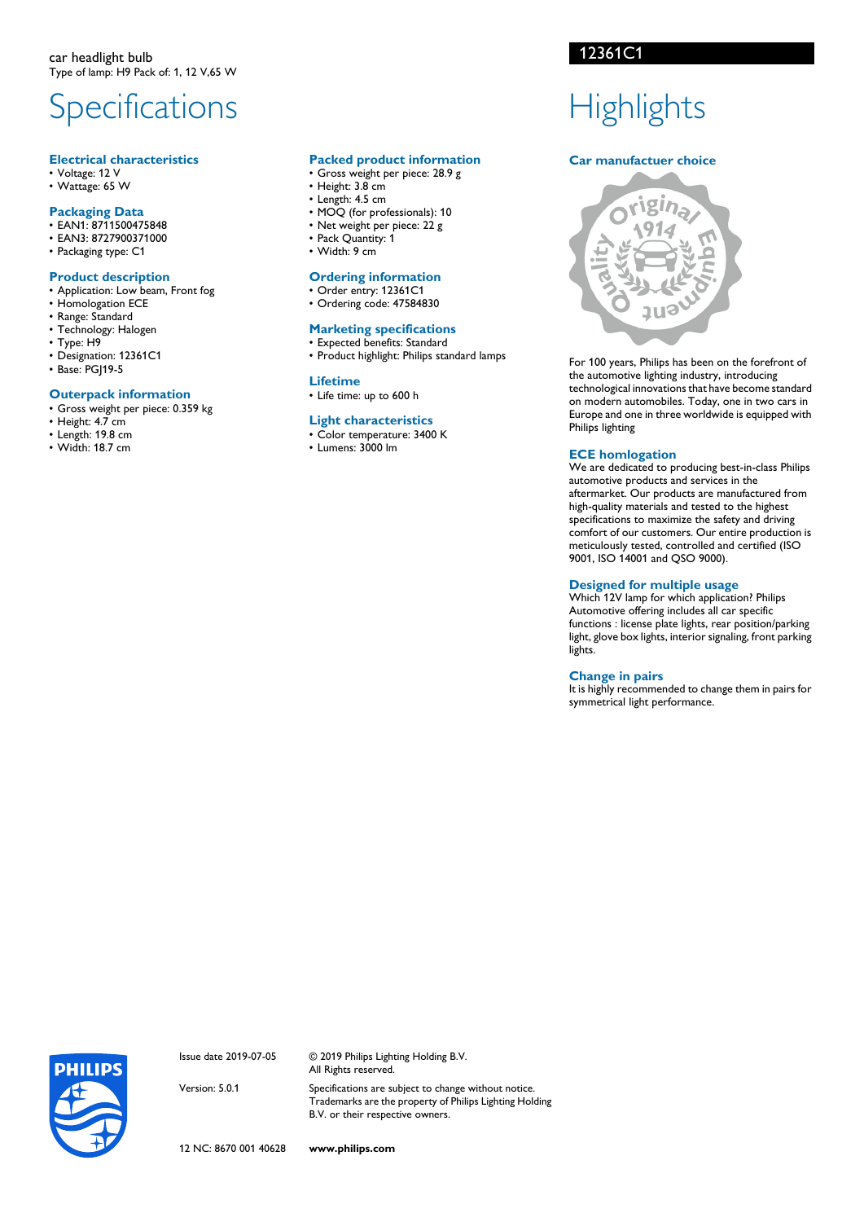car headlight bulb
Type of lamp: H9 Pack of: 1, 12 V,65 W

# Specifications

### Electrical characteristics
- Voltage: 12 V
- Wattage: 65 W

### Packaging Data
- EAN1: 8711500475848
- EAN3: 8727900371000
- Packaging type: C1

### Product description
- Application: Low beam, Front fog
- Homologation ECE
- Range: Standard
- Technology: Halogen
- Type: H9
- Designation: 12361C1
- Base: PGJ19-5

### Outerpack information
- Gross weight per piece: 0.359 kg
- Height: 4.7 cm
- Length: 19.8 cm
- Width: 18.7 cm

### Packed product information
- Gross weight per piece: 28.9 g
- Height: 3.8 cm
- Length: 4.5 cm
- MOQ (for professionals): 10
- Net weight per piece: 22 g
- Pack Quantity: 1
- Width: 9 cm

### Ordering information
- Order entry: 12361C1
- Ordering code: 47584830

### Marketing specifications
- Expected benefits: Standard
- Product highlight: Philips standard lamps

### Lifetime
- Life time: up to 600 h

### Light characteristics
- Color temperature: 3400 K
- Lumens: 3000 lm

12361C1

# Highlights

### Car manufacturer choice

For 100 years, Philips has been on the forefront of the automotive lighting industry, introducing technological innovations that have become standard on modern automobiles. Today, one in two cars in Europe and one in three worldwide is equipped with Philips lighting

### ECE homlogation

We are dedicated to producing best-in-class Philips automotive products and services in the aftermarket. Our products are manufactured from high-quality materials and tested to the highest specifications to maximize the safety and driving comfort of our customers. Our entire production is meticulously tested, controlled and certified (ISO 9001, ISO 14001 and QSO 9000).

### Designed for multiple usage

Which 12V lamp for which application? Philips Automotive offering includes all car specific functions : license plate lights, rear position/parking light, glove box lights, interior signaling, front parking lights.

### Change in pairs

It is highly recommended to change them in pairs for symmetrical light performance.

Issue date 2019-07-05

Version: 5.0.1

12 NC: 8670 001 40628

© 2019 Philips Lighting Holding B.V.
All Rights reserved.

Specifications are subject to change without notice. Trademarks are the property of Philips Lighting Holding B.V. or their respective owners.

**www.philips.com**